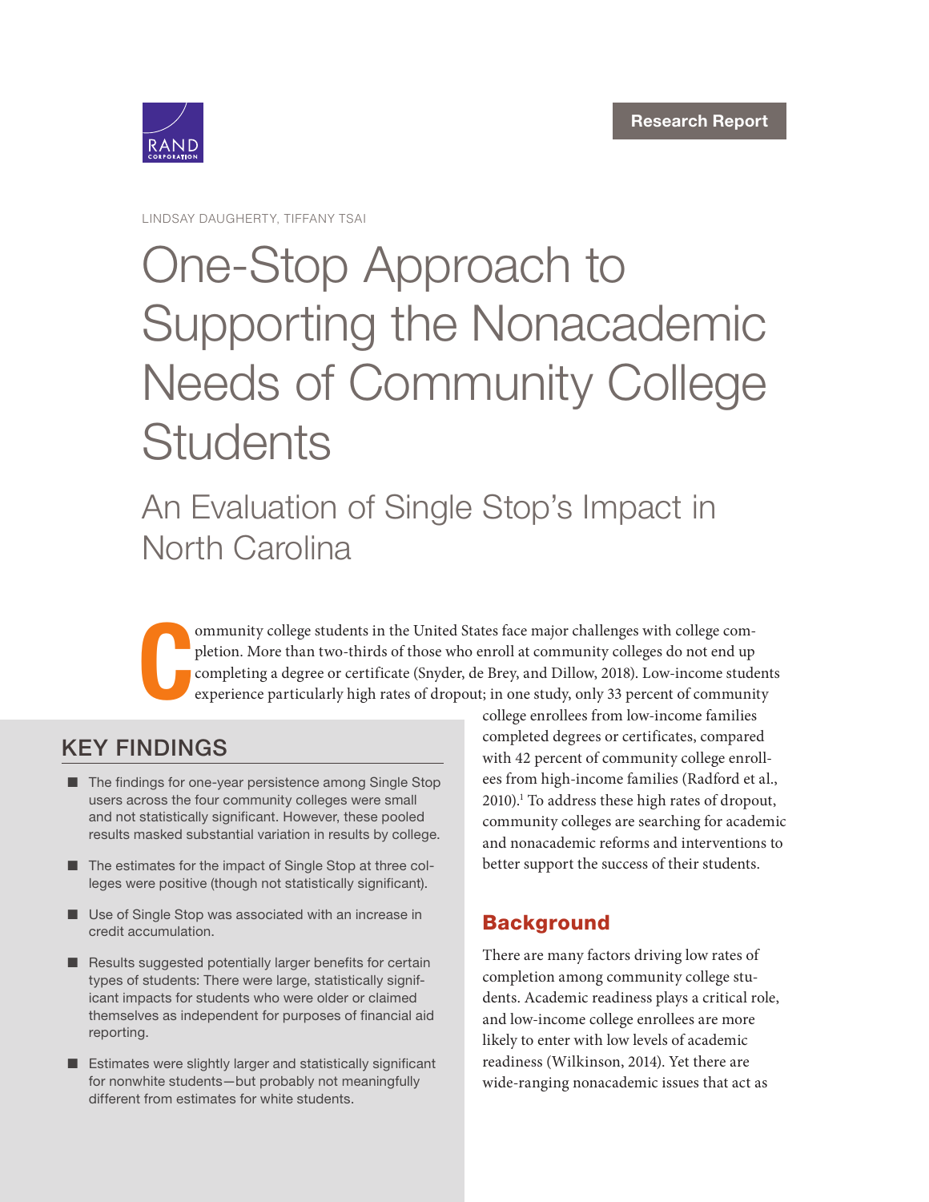RAND CORPORATION

Research Report

LINDSAY DAUGHERTY, TIFFANY TSAI

# One-Stop Approach to Supporting the Nonacademic Needs of Community College Students

## An Evaluation of Single Stop's Impact in North Carolina

Community college students in the United States face major challenges with college completion. More than two-thirds of those who enroll at community colleges do not end up completing a degree or certificate (Snyder, de Brey, and Dillow, 2018). Low-income students experience particularly high rates of dropout; in one study, only 33 percent of community college enrollees from low-income families completed degrees or certificates, compared with 42 percent of community college enrollees from high-income families (Radford et al., 2010).[1] To address these high rates of dropout, community colleges are searching for academic and nonacademic reforms and interventions to better support the success of their students.

## KEY FINDINGS

- The findings for one-year persistence among Single Stop users across the four community colleges were small and not statistically significant. However, these pooled results masked substantial variation in results by college.
- The estimates for the impact of Single Stop at three colleges were positive (though not statistically significant).
- Use of Single Stop was associated with an increase in credit accumulation.
- Results suggested potentially larger benefits for certain types of students: There were large, statistically significant impacts for students who were older or claimed themselves as independent for purposes of financial aid reporting.
- Estimates were slightly larger and statistically significant for nonwhite students—but probably not meaningfully different from estimates for white students.

## Background

There are many factors driving low rates of completion among community college students. Academic readiness plays a critical role, and low-income college enrollees are more likely to enter with low levels of academic readiness (Wilkinson, 2014). Yet there are wide-ranging nonacademic issues that act as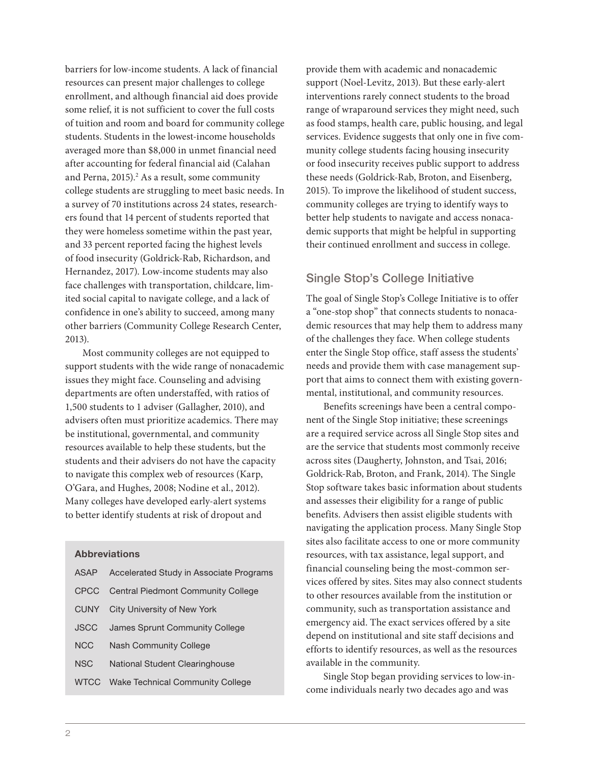barriers for low-income students. A lack of financial resources can present major challenges to college enrollment, and although financial aid does provide some relief, it is not sufficient to cover the full costs of tuition and room and board for community college students. Students in the lowest-income households averaged more than $8,000 in unmet financial need after accounting for federal financial aid (Calahan and Perna, 2015).[2] As a result, some community college students are struggling to meet basic needs. In a survey of 70 institutions across 24 states, researchers found that 14 percent of students reported that they were homeless sometime within the past year, and 33 percent reported facing the highest levels of food insecurity (Goldrick-Rab, Richardson, and Hernandez, 2017). Low-income students may also face challenges with transportation, childcare, limited social capital to navigate college, and a lack of confidence in one's ability to succeed, among many other barriers (Community College Research Center, 2013).

Most community colleges are not equipped to support students with the wide range of nonacademic issues they might face. Counseling and advising departments are often understaffed, with ratios of 1,500 students to 1 adviser (Gallagher, 2010), and advisers often must prioritize academics. There may be institutional, governmental, and community resources available to help these students, but the students and their advisers do not have the capacity to navigate this complex web of resources (Karp, O'Gara, and Hughes, 2008; Nodine et al., 2012). Many colleges have developed early-alert systems to better identify students at risk of dropout and provide them with academic and nonacademic support (Noel-Levitz, 2013). But these early-alert interventions rarely connect students to the broad range of wraparound services they might need, such as food stamps, health care, public housing, and legal services. Evidence suggests that only one in five community college students facing housing insecurity or food insecurity receives public support to address these needs (Goldrick-Rab, Broton, and Eisenberg, 2015). To improve the likelihood of student success, community colleges are trying to identify ways to better help students to navigate and access nonacademic supports that might be helpful in supporting their continued enrollment and success in college.

**Abbreviations**

| | |
|---|---|
| ASAP | Accelerated Study in Associate Programs |
| CPCC | Central Piedmont Community College |
| CUNY | City University of New York |
| JSCC | James Sprunt Community College |
| NCC | Nash Community College |
| NSC | National Student Clearinghouse |
| WTCC | Wake Technical Community College |

## Single Stop's College Initiative

The goal of Single Stop's College Initiative is to offer a "one-stop shop" that connects students to nonacademic resources that may help them to address many of the challenges they face. When college students enter the Single Stop office, staff assess the students' needs and provide them with case management support that aims to connect them with existing governmental, institutional, and community resources.

Benefits screenings have been a central component of the Single Stop initiative; these screenings are a required service across all Single Stop sites and are the service that students most commonly receive across sites (Daugherty, Johnston, and Tsai, 2016; Goldrick-Rab, Broton, and Frank, 2014). The Single Stop software takes basic information about students and assesses their eligibility for a range of public benefits. Advisers then assist eligible students with navigating the application process. Many Single Stop sites also facilitate access to one or more community resources, with tax assistance, legal support, and financial counseling being the most-common services offered by sites. Sites may also connect students to other resources available from the institution or community, such as transportation assistance and emergency aid. The exact services offered by a site depend on institutional and site staff decisions and efforts to identify resources, as well as the resources available in the community.

Single Stop began providing services to low-income individuals nearly two decades ago and was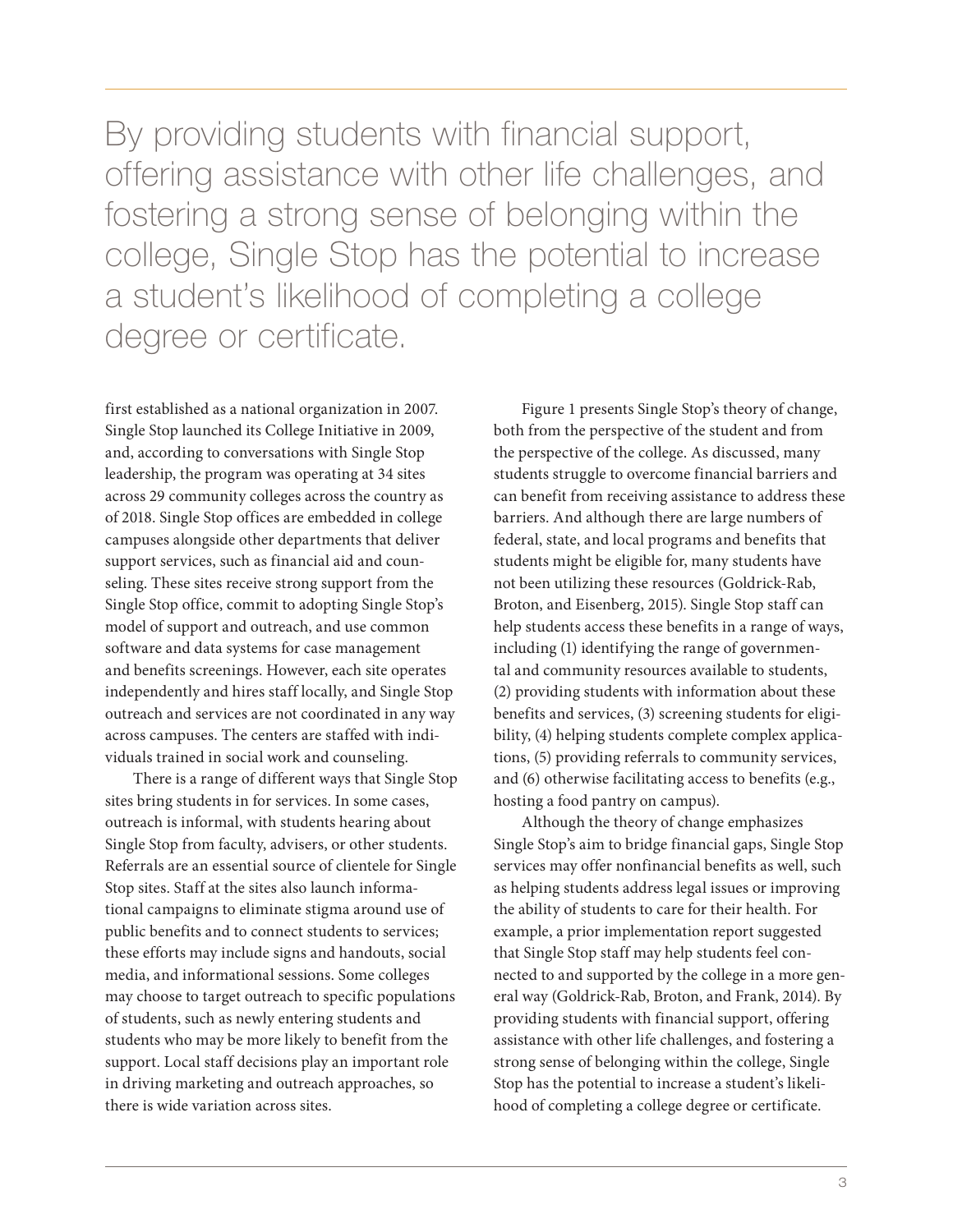> By providing students with financial support, offering assistance with other life challenges, and fostering a strong sense of belonging within the college, Single Stop has the potential to increase a student's likelihood of completing a college degree or certificate.

first established as a national organization in 2007. Single Stop launched its College Initiative in 2009, and, according to conversations with Single Stop leadership, the program was operating at 34 sites across 29 community colleges across the country as of 2018. Single Stop offices are embedded in college campuses alongside other departments that deliver support services, such as financial aid and counseling. These sites receive strong support from the Single Stop office, commit to adopting Single Stop's model of support and outreach, and use common software and data systems for case management and benefits screenings. However, each site operates independently and hires staff locally, and Single Stop outreach and services are not coordinated in any way across campuses. The centers are staffed with individuals trained in social work and counseling.

There is a range of different ways that Single Stop sites bring students in for services. In some cases, outreach is informal, with students hearing about Single Stop from faculty, advisers, or other students. Referrals are an essential source of clientele for Single Stop sites. Staff at the sites also launch informational campaigns to eliminate stigma around use of public benefits and to connect students to services; these efforts may include signs and handouts, social media, and informational sessions. Some colleges may choose to target outreach to specific populations of students, such as newly entering students and students who may be more likely to benefit from the support. Local staff decisions play an important role in driving marketing and outreach approaches, so there is wide variation across sites.

Figure 1 presents Single Stop's theory of change, both from the perspective of the student and from the perspective of the college. As discussed, many students struggle to overcome financial barriers and can benefit from receiving assistance to address these barriers. And although there are large numbers of federal, state, and local programs and benefits that students might be eligible for, many students have not been utilizing these resources (Goldrick-Rab, Broton, and Eisenberg, 2015). Single Stop staff can help students access these benefits in a range of ways, including (1) identifying the range of governmental and community resources available to students, (2) providing students with information about these benefits and services, (3) screening students for eligibility, (4) helping students complete complex applications, (5) providing referrals to community services, and (6) otherwise facilitating access to benefits (e.g., hosting a food pantry on campus).

Although the theory of change emphasizes Single Stop's aim to bridge financial gaps, Single Stop services may offer nonfinancial benefits as well, such as helping students address legal issues or improving the ability of students to care for their health. For example, a prior implementation report suggested that Single Stop staff may help students feel connected to and supported by the college in a more general way (Goldrick-Rab, Broton, and Frank, 2014). By providing students with financial support, offering assistance with other life challenges, and fostering a strong sense of belonging within the college, Single Stop has the potential to increase a student's likelihood of completing a college degree or certificate.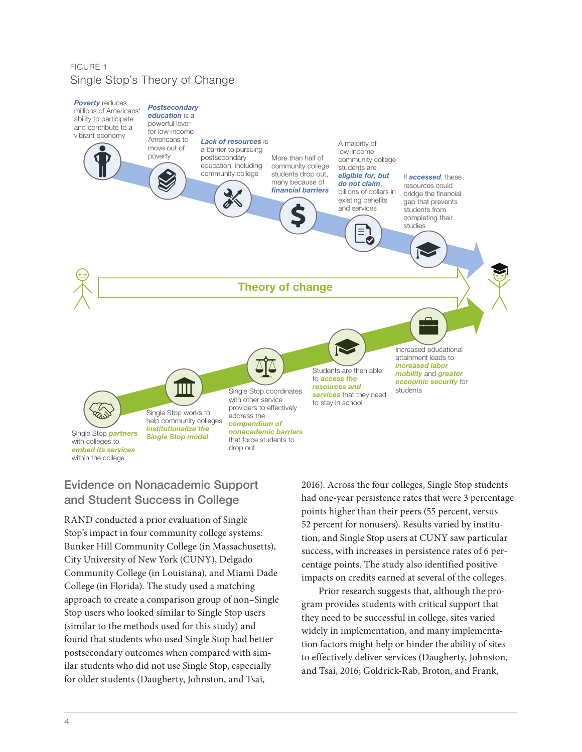FIGURE 1

Single Stop's Theory of Change

***Poverty*** reduces millions of Americans' ability to participate and contribute to a vibrant economy

***Postsecondary education*** is a powerful lever for low-income Americans to move out of poverty

***Lack of resources*** is a barrier to pursuing postsecondary education, including community college

More than half of community college students drop out, many because of ***financial barriers***

A majority of low-income community college students are ***eligible for, but do not claim***, billions of dollars in existing benefits and services

If ***accessed***, these resources could bridge the financial gap that prevents students from completing their studies

**Theory of change**

Single Stop ***partners*** with colleges to ***embed its services*** within the college

Single Stop works to help community colleges ***institutionalize the Single Stop model***

Single Stop coordinates with other service providers to effectively address the ***compendium of nonacademic barriers*** that force students to drop out

Students are then able to ***access the resources and services*** that they need to stay in school

Increased educational attainment leads to ***increased labor mobility*** and ***greater economic security*** for students

## Evidence on Nonacademic Support and Student Success in College

RAND conducted a prior evaluation of Single Stop's impact in four community college systems: Bunker Hill Community College (in Massachusetts), City University of New York (CUNY), Delgado Community College (in Louisiana), and Miami Dade College (in Florida). The study used a matching approach to create a comparison group of non–Single Stop users who looked similar to Single Stop users (similar to the methods used for this study) and found that students who used Single Stop had better postsecondary outcomes when compared with similar students who did not use Single Stop, especially for older students (Daugherty, Johnston, and Tsai, 2016). Across the four colleges, Single Stop students had one-year persistence rates that were 3 percentage points higher than their peers (55 percent, versus 52 percent for nonusers). Results varied by institution, and Single Stop users at CUNY saw particular success, with increases in persistence rates of 6 percentage points. The study also identified positive impacts on credits earned at several of the colleges.

Prior research suggests that, although the program provides students with critical support that they need to be successful in college, sites varied widely in implementation, and many implementation factors might help or hinder the ability of sites to effectively deliver services (Daugherty, Johnston, and Tsai, 2016; Goldrick-Rab, Broton, and Frank,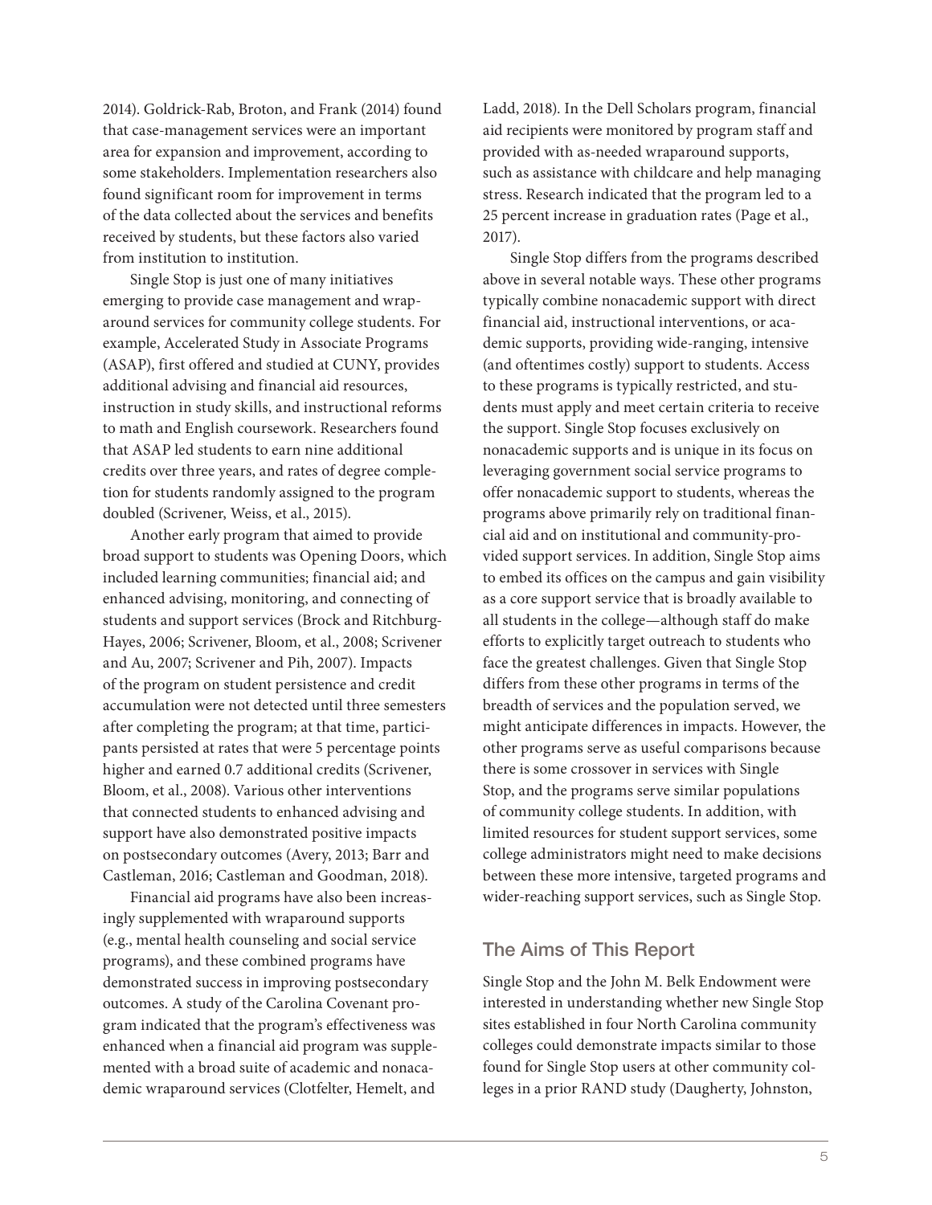2014). Goldrick-Rab, Broton, and Frank (2014) found that case-management services were an important area for expansion and improvement, according to some stakeholders. Implementation researchers also found significant room for improvement in terms of the data collected about the services and benefits received by students, but these factors also varied from institution to institution.

Single Stop is just one of many initiatives emerging to provide case management and wraparound services for community college students. For example, Accelerated Study in Associate Programs (ASAP), first offered and studied at CUNY, provides additional advising and financial aid resources, instruction in study skills, and instructional reforms to math and English coursework. Researchers found that ASAP led students to earn nine additional credits over three years, and rates of degree completion for students randomly assigned to the program doubled (Scrivener, Weiss, et al., 2015).

Another early program that aimed to provide broad support to students was Opening Doors, which included learning communities; financial aid; and enhanced advising, monitoring, and connecting of students and support services (Brock and Ritchburg-Hayes, 2006; Scrivener, Bloom, et al., 2008; Scrivener and Au, 2007; Scrivener and Pih, 2007). Impacts of the program on student persistence and credit accumulation were not detected until three semesters after completing the program; at that time, participants persisted at rates that were 5 percentage points higher and earned 0.7 additional credits (Scrivener, Bloom, et al., 2008). Various other interventions that connected students to enhanced advising and support have also demonstrated positive impacts on postsecondary outcomes (Avery, 2013; Barr and Castleman, 2016; Castleman and Goodman, 2018).

Financial aid programs have also been increasingly supplemented with wraparound supports (e.g., mental health counseling and social service programs), and these combined programs have demonstrated success in improving postsecondary outcomes. A study of the Carolina Covenant program indicated that the program's effectiveness was enhanced when a financial aid program was supplemented with a broad suite of academic and nonacademic wraparound services (Clotfelter, Hemelt, and Ladd, 2018). In the Dell Scholars program, financial aid recipients were monitored by program staff and provided with as-needed wraparound supports, such as assistance with childcare and help managing stress. Research indicated that the program led to a 25 percent increase in graduation rates (Page et al., 2017).

Single Stop differs from the programs described above in several notable ways. These other programs typically combine nonacademic support with direct financial aid, instructional interventions, or academic supports, providing wide-ranging, intensive (and oftentimes costly) support to students. Access to these programs is typically restricted, and students must apply and meet certain criteria to receive the support. Single Stop focuses exclusively on nonacademic supports and is unique in its focus on leveraging government social service programs to offer nonacademic support to students, whereas the programs above primarily rely on traditional financial aid and on institutional and community-provided support services. In addition, Single Stop aims to embed its offices on the campus and gain visibility as a core support service that is broadly available to all students in the college—although staff do make efforts to explicitly target outreach to students who face the greatest challenges. Given that Single Stop differs from these other programs in terms of the breadth of services and the population served, we might anticipate differences in impacts. However, the other programs serve as useful comparisons because there is some crossover in services with Single Stop, and the programs serve similar populations of community college students. In addition, with limited resources for student support services, some college administrators might need to make decisions between these more intensive, targeted programs and wider-reaching support services, such as Single Stop.

## The Aims of This Report

Single Stop and the John M. Belk Endowment were interested in understanding whether new Single Stop sites established in four North Carolina community colleges could demonstrate impacts similar to those found for Single Stop users at other community colleges in a prior RAND study (Daugherty, Johnston,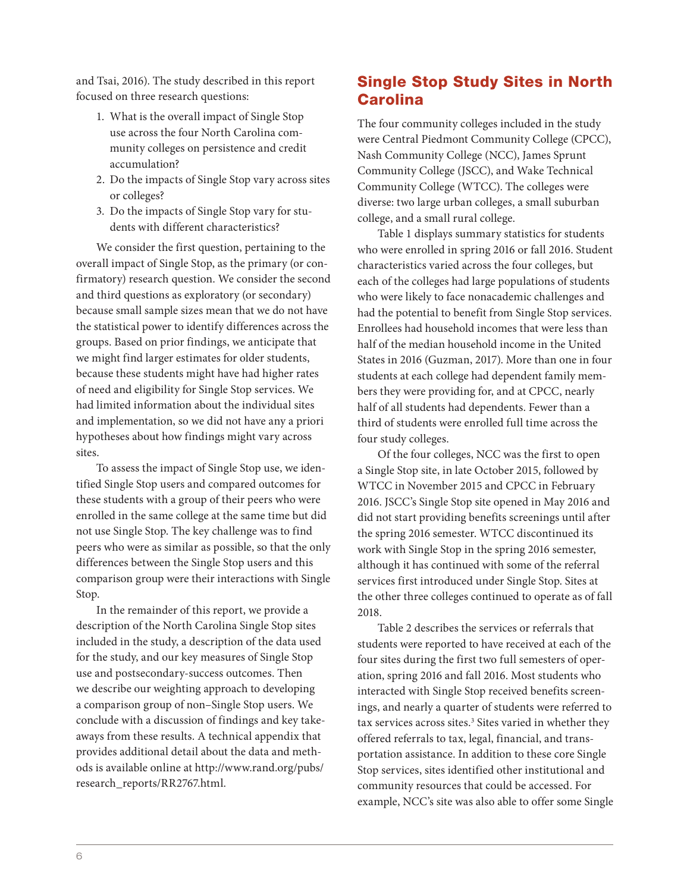and Tsai, 2016). The study described in this report focused on three research questions:

1. What is the overall impact of Single Stop use across the four North Carolina community colleges on persistence and credit accumulation?
2. Do the impacts of Single Stop vary across sites or colleges?
3. Do the impacts of Single Stop vary for students with different characteristics?

We consider the first question, pertaining to the overall impact of Single Stop, as the primary (or confirmatory) research question. We consider the second and third questions as exploratory (or secondary) because small sample sizes mean that we do not have the statistical power to identify differences across the groups. Based on prior findings, we anticipate that we might find larger estimates for older students, because these students might have had higher rates of need and eligibility for Single Stop services. We had limited information about the individual sites and implementation, so we did not have any a priori hypotheses about how findings might vary across sites.

To assess the impact of Single Stop use, we identified Single Stop users and compared outcomes for these students with a group of their peers who were enrolled in the same college at the same time but did not use Single Stop. The key challenge was to find peers who were as similar as possible, so that the only differences between the Single Stop users and this comparison group were their interactions with Single Stop.

In the remainder of this report, we provide a description of the North Carolina Single Stop sites included in the study, a description of the data used for the study, and our key measures of Single Stop use and postsecondary-success outcomes. Then we describe our weighting approach to developing a comparison group of non–Single Stop users. We conclude with a discussion of findings and key takeaways from these results. A technical appendix that provides additional detail about the data and methods is available online at http://www.rand.org/pubs/research_reports/RR2767.html.

## Single Stop Study Sites in North Carolina

The four community colleges included in the study were Central Piedmont Community College (CPCC), Nash Community College (NCC), James Sprunt Community College (JSCC), and Wake Technical Community College (WTCC). The colleges were diverse: two large urban colleges, a small suburban college, and a small rural college.

Table 1 displays summary statistics for students who were enrolled in spring 2016 or fall 2016. Student characteristics varied across the four colleges, but each of the colleges had large populations of students who were likely to face nonacademic challenges and had the potential to benefit from Single Stop services. Enrollees had household incomes that were less than half of the median household income in the United States in 2016 (Guzman, 2017). More than one in four students at each college had dependent family members they were providing for, and at CPCC, nearly half of all students had dependents. Fewer than a third of students were enrolled full time across the four study colleges.

Of the four colleges, NCC was the first to open a Single Stop site, in late October 2015, followed by WTCC in November 2015 and CPCC in February 2016. JSCC's Single Stop site opened in May 2016 and did not start providing benefits screenings until after the spring 2016 semester. WTCC discontinued its work with Single Stop in the spring 2016 semester, although it has continued with some of the referral services first introduced under Single Stop. Sites at the other three colleges continued to operate as of fall 2018.

Table 2 describes the services or referrals that students were reported to have received at each of the four sites during the first two full semesters of operation, spring 2016 and fall 2016. Most students who interacted with Single Stop received benefits screenings, and nearly a quarter of students were referred to tax services across sites.[3] Sites varied in whether they offered referrals to tax, legal, financial, and transportation assistance. In addition to these core Single Stop services, sites identified other institutional and community resources that could be accessed. For example, NCC's site was also able to offer some Single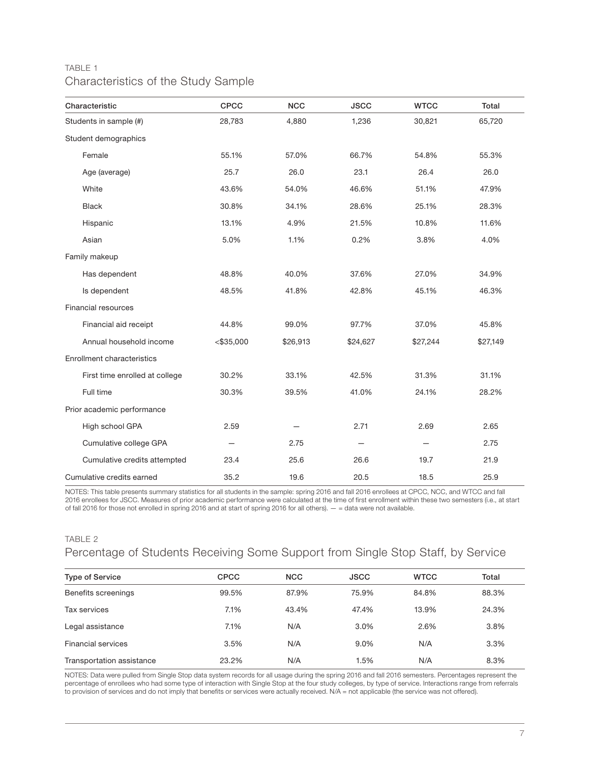TABLE 1

## Characteristics of the Study Sample

| Characteristic | CPCC | NCC | JSCC | WTCC | Total |
|---|---|---|---|---|---|
| Students in sample (#) | 28,783 | 4,880 | 1,236 | 30,821 | 65,720 |
| Student demographics | | | | | |
| Female | 55.1% | 57.0% | 66.7% | 54.8% | 55.3% |
| Age (average) | 25.7 | 26.0 | 23.1 | 26.4 | 26.0 |
| White | 43.6% | 54.0% | 46.6% | 51.1% | 47.9% |
| Black | 30.8% | 34.1% | 28.6% | 25.1% | 28.3% |
| Hispanic | 13.1% | 4.9% | 21.5% | 10.8% | 11.6% |
| Asian | 5.0% | 1.1% | 0.2% | 3.8% | 4.0% |
| Family makeup | | | | | |
| Has dependent | 48.8% | 40.0% | 37.6% | 27.0% | 34.9% |
| Is dependent | 48.5% | 41.8% | 42.8% | 45.1% | 46.3% |
| Financial resources | | | | | |
| Financial aid receipt | 44.8% | 99.0% | 97.7% | 37.0% | 45.8% |
| Annual household income | <$35,000 | $26,913 | $24,627 | $27,244 | $27,149 |
| Enrollment characteristics | | | | | |
| First time enrolled at college | 30.2% | 33.1% | 42.5% | 31.3% | 31.1% |
| Full time | 30.3% | 39.5% | 41.0% | 24.1% | 28.2% |
| Prior academic performance | | | | | |
| High school GPA | 2.59 | — | 2.71 | 2.69 | 2.65 |
| Cumulative college GPA | — | 2.75 | — | — | 2.75 |
| Cumulative credits attempted | 23.4 | 25.6 | 26.6 | 19.7 | 21.9 |
| Cumulative credits earned | 35.2 | 19.6 | 20.5 | 18.5 | 25.9 |

NOTES: This table presents summary statistics for all students in the sample: spring 2016 and fall 2016 enrollees at CPCC, NCC, and WTCC and fall 2016 enrollees for JSCC. Measures of prior academic performance were calculated at the time of first enrollment within these two semesters (i.e., at start of fall 2016 for those not enrolled in spring 2016 and at start of spring 2016 for all others). — = data were not available.

TABLE 2

## Percentage of Students Receiving Some Support from Single Stop Staff, by Service

| Type of Service | CPCC | NCC | JSCC | WTCC | Total |
|---|---|---|---|---|---|
| Benefits screenings | 99.5% | 87.9% | 75.9% | 84.8% | 88.3% |
| Tax services | 7.1% | 43.4% | 47.4% | 13.9% | 24.3% |
| Legal assistance | 7.1% | N/A | 3.0% | 2.6% | 3.8% |
| Financial services | 3.5% | N/A | 9.0% | N/A | 3.3% |
| Transportation assistance | 23.2% | N/A | 1.5% | N/A | 8.3% |

NOTES: Data were pulled from Single Stop data system records for all usage during the spring 2016 and fall 2016 semesters. Percentages represent the percentage of enrollees who had some type of interaction with Single Stop at the four study colleges, by type of service. Interactions range from referrals to provision of services and do not imply that benefits or services were actually received. N/A = not applicable (the service was not offered).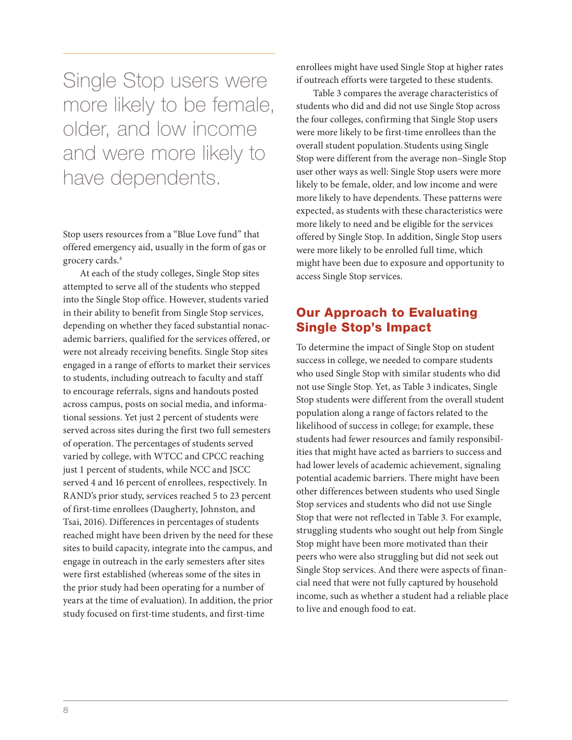Single Stop users were more likely to be female, older, and low income and were more likely to have dependents.

Stop users resources from a "Blue Love fund" that offered emergency aid, usually in the form of gas or grocery cards.[4]

At each of the study colleges, Single Stop sites attempted to serve all of the students who stepped into the Single Stop office. However, students varied in their ability to benefit from Single Stop services, depending on whether they faced substantial nonacademic barriers, qualified for the services offered, or were not already receiving benefits. Single Stop sites engaged in a range of efforts to market their services to students, including outreach to faculty and staff to encourage referrals, signs and handouts posted across campus, posts on social media, and informational sessions. Yet just 2 percent of students were served across sites during the first two full semesters of operation. The percentages of students served varied by college, with WTCC and CPCC reaching just 1 percent of students, while NCC and JSCC served 4 and 16 percent of enrollees, respectively. In RAND's prior study, services reached 5 to 23 percent of first-time enrollees (Daugherty, Johnston, and Tsai, 2016). Differences in percentages of students reached might have been driven by the need for these sites to build capacity, integrate into the campus, and engage in outreach in the early semesters after sites were first established (whereas some of the sites in the prior study had been operating for a number of years at the time of evaluation). In addition, the prior study focused on first-time students, and first-time enrollees might have used Single Stop at higher rates if outreach efforts were targeted to these students.

Table 3 compares the average characteristics of students who did and did not use Single Stop across the four colleges, confirming that Single Stop users were more likely to be first-time enrollees than the overall student population. Students using Single Stop were different from the average non–Single Stop user other ways as well: Single Stop users were more likely to be female, older, and low income and were more likely to have dependents. These patterns were expected, as students with these characteristics were more likely to need and be eligible for the services offered by Single Stop. In addition, Single Stop users were more likely to be enrolled full time, which might have been due to exposure and opportunity to access Single Stop services.

## Our Approach to Evaluating Single Stop's Impact

To determine the impact of Single Stop on student success in college, we needed to compare students who used Single Stop with similar students who did not use Single Stop. Yet, as Table 3 indicates, Single Stop students were different from the overall student population along a range of factors related to the likelihood of success in college; for example, these students had fewer resources and family responsibilities that might have acted as barriers to success and had lower levels of academic achievement, signaling potential academic barriers. There might have been other differences between students who used Single Stop services and students who did not use Single Stop that were not reflected in Table 3. For example, struggling students who sought out help from Single Stop might have been more motivated than their peers who were also struggling but did not seek out Single Stop services. And there were aspects of financial need that were not fully captured by household income, such as whether a student had a reliable place to live and enough food to eat.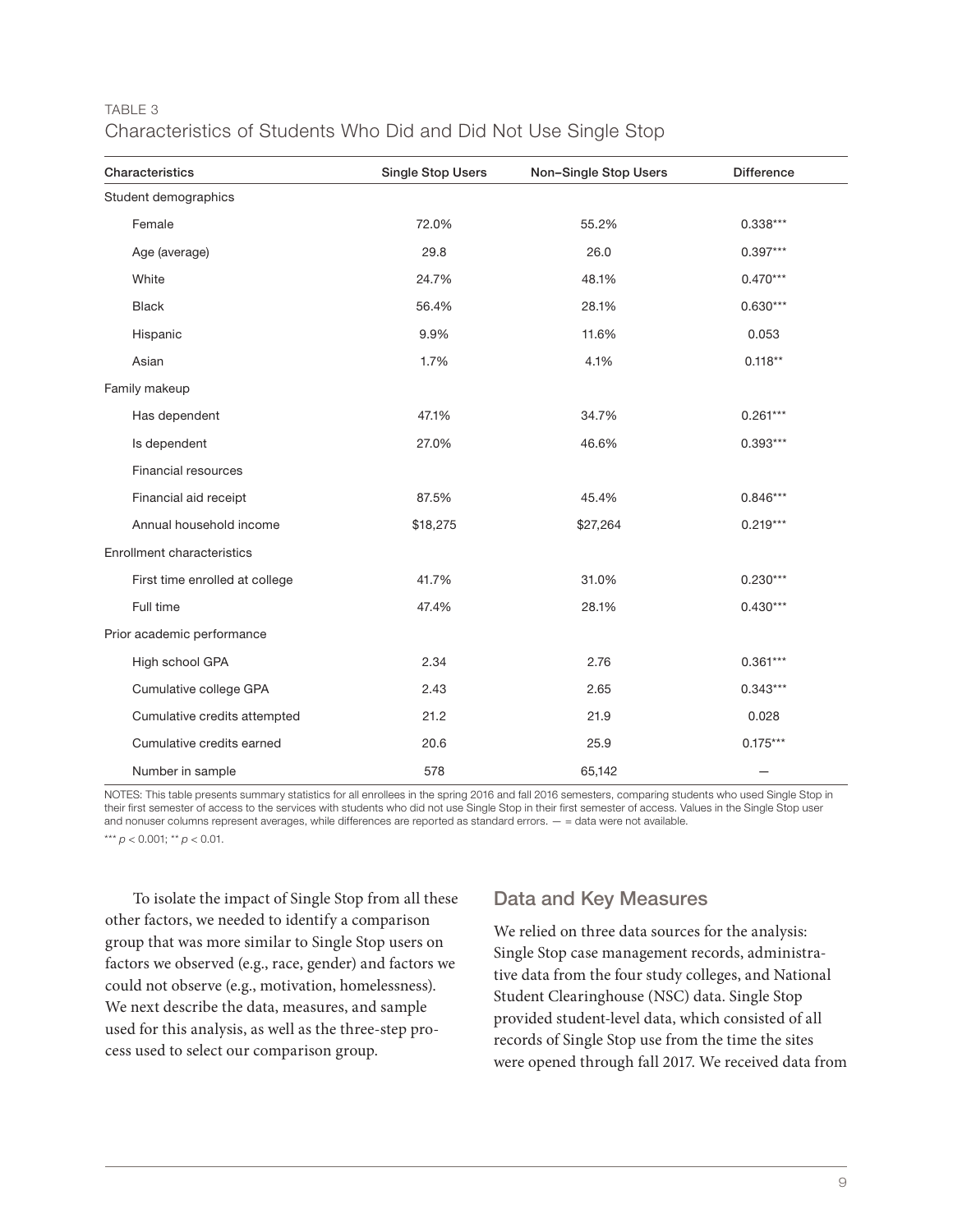TABLE 3

Characteristics of Students Who Did and Did Not Use Single Stop

| Characteristics | Single Stop Users | Non–Single Stop Users | Difference |
|---|---|---|---|
| Student demographics | | | |
| Female | 72.0% | 55.2% | 0.338*** |
| Age (average) | 29.8 | 26.0 | 0.397*** |
| White | 24.7% | 48.1% | 0.470*** |
| Black | 56.4% | 28.1% | 0.630*** |
| Hispanic | 9.9% | 11.6% | 0.053 |
| Asian | 1.7% | 4.1% | 0.118** |
| Family makeup | | | |
| Has dependent | 47.1% | 34.7% | 0.261*** |
| Is dependent | 27.0% | 46.6% | 0.393*** |
| Financial resources | | | |
| Financial aid receipt | 87.5% | 45.4% | 0.846*** |
| Annual household income | $18,275 | $27,264 | 0.219*** |
| Enrollment characteristics | | | |
| First time enrolled at college | 41.7% | 31.0% | 0.230*** |
| Full time | 47.4% | 28.1% | 0.430*** |
| Prior academic performance | | | |
| High school GPA | 2.34 | 2.76 | 0.361*** |
| Cumulative college GPA | 2.43 | 2.65 | 0.343*** |
| Cumulative credits attempted | 21.2 | 21.9 | 0.028 |
| Cumulative credits earned | 20.6 | 25.9 | 0.175*** |
| Number in sample | 578 | 65,142 | — |

NOTES: This table presents summary statistics for all enrollees in the spring 2016 and fall 2016 semesters, comparing students who used Single Stop in their first semester of access to the services with students who did not use Single Stop in their first semester of access. Values in the Single Stop user and nonuser columns represent averages, while differences are reported as standard errors. — = data were not available.

*** $p < 0.001$; ** $p < 0.01$.

To isolate the impact of Single Stop from all these other factors, we needed to identify a comparison group that was more similar to Single Stop users on factors we observed (e.g., race, gender) and factors we could not observe (e.g., motivation, homelessness). We next describe the data, measures, and sample used for this analysis, as well as the three-step process used to select our comparison group.

## Data and Key Measures

We relied on three data sources for the analysis: Single Stop case management records, administrative data from the four study colleges, and National Student Clearinghouse (NSC) data. Single Stop provided student-level data, which consisted of all records of Single Stop use from the time the sites were opened through fall 2017. We received data from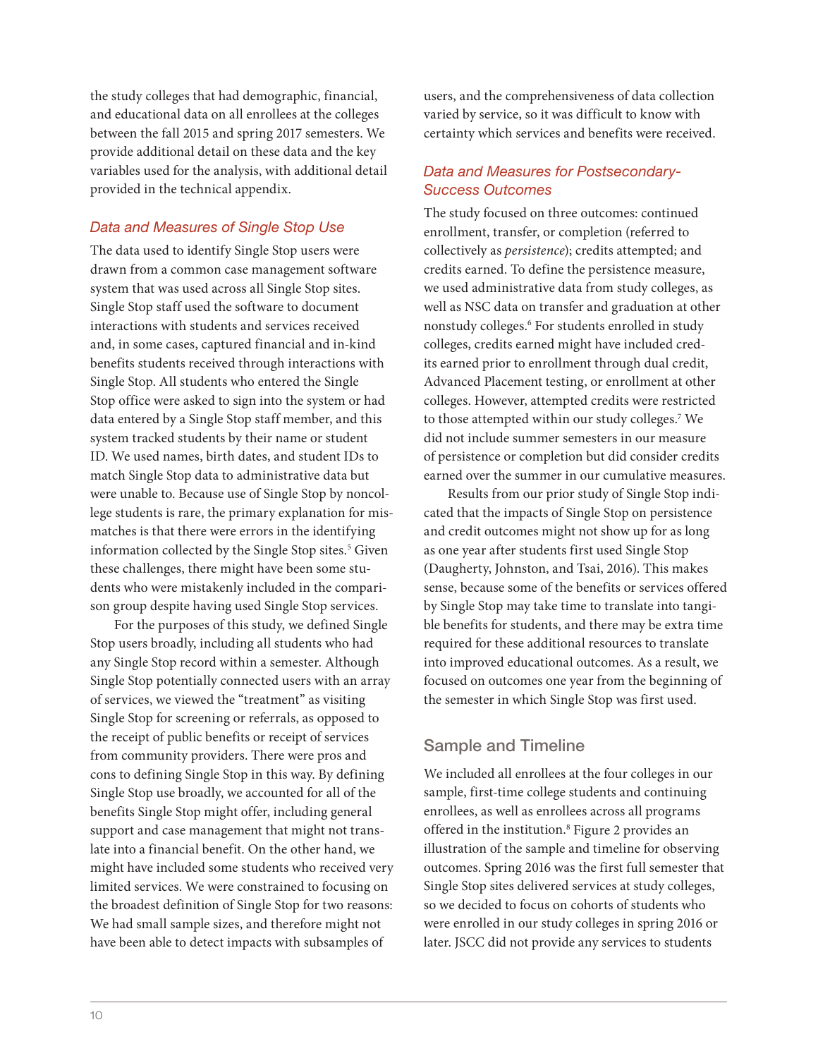the study colleges that had demographic, financial, and educational data on all enrollees at the colleges between the fall 2015 and spring 2017 semesters. We provide additional detail on these data and the key variables used for the analysis, with additional detail provided in the technical appendix.

### *Data and Measures of Single Stop Use*

The data used to identify Single Stop users were drawn from a common case management software system that was used across all Single Stop sites. Single Stop staff used the software to document interactions with students and services received and, in some cases, captured financial and in-kind benefits students received through interactions with Single Stop. All students who entered the Single Stop office were asked to sign into the system or had data entered by a Single Stop staff member, and this system tracked students by their name or student ID. We used names, birth dates, and student IDs to match Single Stop data to administrative data but were unable to. Because use of Single Stop by noncollege students is rare, the primary explanation for mismatches is that there were errors in the identifying information collected by the Single Stop sites.[5] Given these challenges, there might have been some students who were mistakenly included in the comparison group despite having used Single Stop services.

For the purposes of this study, we defined Single Stop users broadly, including all students who had any Single Stop record within a semester. Although Single Stop potentially connected users with an array of services, we viewed the "treatment" as visiting Single Stop for screening or referrals, as opposed to the receipt of public benefits or receipt of services from community providers. There were pros and cons to defining Single Stop in this way. By defining Single Stop use broadly, we accounted for all of the benefits Single Stop might offer, including general support and case management that might not translate into a financial benefit. On the other hand, we might have included some students who received very limited services. We were constrained to focusing on the broadest definition of Single Stop for two reasons: We had small sample sizes, and therefore might not have been able to detect impacts with subsamples of users, and the comprehensiveness of data collection varied by service, so it was difficult to know with certainty which services and benefits were received.

### *Data and Measures for Postsecondary-Success Outcomes*

The study focused on three outcomes: continued enrollment, transfer, or completion (referred to collectively as *persistence*); credits attempted; and credits earned. To define the persistence measure, we used administrative data from study colleges, as well as NSC data on transfer and graduation at other nonstudy colleges.[6] For students enrolled in study colleges, credits earned might have included credits earned prior to enrollment through dual credit, Advanced Placement testing, or enrollment at other colleges. However, attempted credits were restricted to those attempted within our study colleges.[7] We did not include summer semesters in our measure of persistence or completion but did consider credits earned over the summer in our cumulative measures.

Results from our prior study of Single Stop indicated that the impacts of Single Stop on persistence and credit outcomes might not show up for as long as one year after students first used Single Stop (Daugherty, Johnston, and Tsai, 2016). This makes sense, because some of the benefits or services offered by Single Stop may take time to translate into tangible benefits for students, and there may be extra time required for these additional resources to translate into improved educational outcomes. As a result, we focused on outcomes one year from the beginning of the semester in which Single Stop was first used.

## Sample and Timeline

We included all enrollees at the four colleges in our sample, first-time college students and continuing enrollees, as well as enrollees across all programs offered in the institution.[8] Figure 2 provides an illustration of the sample and timeline for observing outcomes. Spring 2016 was the first full semester that Single Stop sites delivered services at study colleges, so we decided to focus on cohorts of students who were enrolled in our study colleges in spring 2016 or later. JSCC did not provide any services to students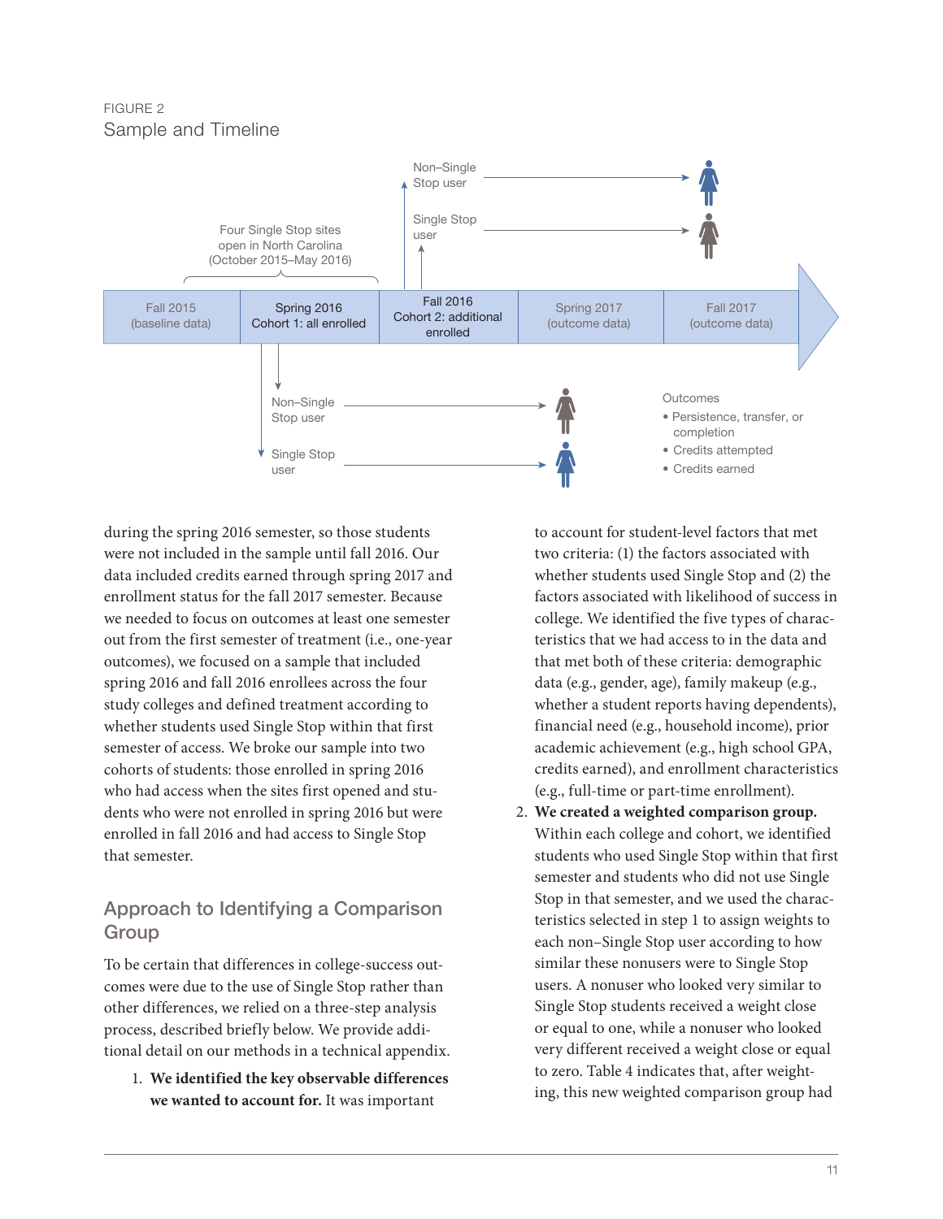FIGURE 2

Sample and Timeline

Four Single Stop sites open in North Carolina (October 2015–May 2016)

Fall 2015 (baseline data) | Spring 2016 Cohort 1: all enrolled | Fall 2016 Cohort 2: additional enrolled | Spring 2017 (outcome data) | Fall 2017 (outcome data)

Non–Single Stop user

Single Stop user

Outcomes
- Persistence, transfer, or completion
- Credits attempted
- Credits earned

during the spring 2016 semester, so those students were not included in the sample until fall 2016. Our data included credits earned through spring 2017 and enrollment status for the fall 2017 semester. Because we needed to focus on outcomes at least one semester out from the first semester of treatment (i.e., one-year outcomes), we focused on a sample that included spring 2016 and fall 2016 enrollees across the four study colleges and defined treatment according to whether students used Single Stop within that first semester of access. We broke our sample into two cohorts of students: those enrolled in spring 2016 who had access when the sites first opened and students who were not enrolled in spring 2016 but were enrolled in fall 2016 and had access to Single Stop that semester.

## Approach to Identifying a Comparison Group

To be certain that differences in college-success outcomes were due to the use of Single Stop rather than other differences, we relied on a three-step analysis process, described briefly below. We provide additional detail on our methods in a technical appendix.

1. **We identified the key observable differences we wanted to account for.** It was important to account for student-level factors that met two criteria: (1) the factors associated with whether students used Single Stop and (2) the factors associated with likelihood of success in college. We identified the five types of characteristics that we had access to in the data and that met both of these criteria: demographic data (e.g., gender, age), family makeup (e.g., whether a student reports having dependents), financial need (e.g., household income), prior academic achievement (e.g., high school GPA, credits earned), and enrollment characteristics (e.g., full-time or part-time enrollment).
2. **We created a weighted comparison group.** Within each college and cohort, we identified students who used Single Stop within that first semester and students who did not use Single Stop in that semester, and we used the characteristics selected in step 1 to assign weights to each non–Single Stop user according to how similar these nonusers were to Single Stop users. A nonuser who looked very similar to Single Stop students received a weight close or equal to one, while a nonuser who looked very different received a weight close or equal to zero. Table 4 indicates that, after weighting, this new weighted comparison group had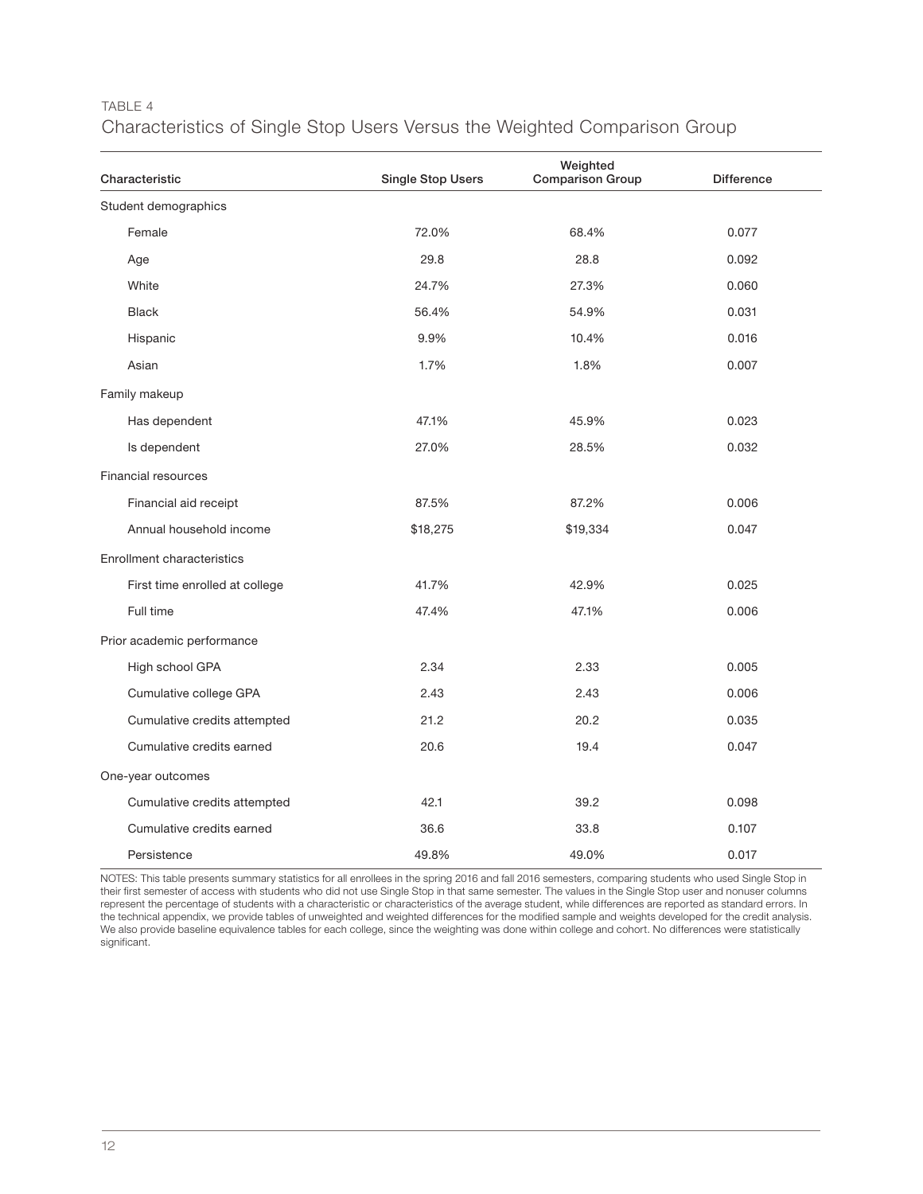TABLE 4

## Characteristics of Single Stop Users Versus the Weighted Comparison Group

| Characteristic | Single Stop Users | Weighted Comparison Group | Difference |
|---|---|---|---|
| Student demographics | | | |
| Female | 72.0% | 68.4% | 0.077 |
| Age | 29.8 | 28.8 | 0.092 |
| White | 24.7% | 27.3% | 0.060 |
| Black | 56.4% | 54.9% | 0.031 |
| Hispanic | 9.9% | 10.4% | 0.016 |
| Asian | 1.7% | 1.8% | 0.007 |
| Family makeup | | | |
| Has dependent | 47.1% | 45.9% | 0.023 |
| Is dependent | 27.0% | 28.5% | 0.032 |
| Financial resources | | | |
| Financial aid receipt | 87.5% | 87.2% | 0.006 |
| Annual household income | $18,275 | $19,334 | 0.047 |
| Enrollment characteristics | | | |
| First time enrolled at college | 41.7% | 42.9% | 0.025 |
| Full time | 47.4% | 47.1% | 0.006 |
| Prior academic performance | | | |
| High school GPA | 2.34 | 2.33 | 0.005 |
| Cumulative college GPA | 2.43 | 2.43 | 0.006 |
| Cumulative credits attempted | 21.2 | 20.2 | 0.035 |
| Cumulative credits earned | 20.6 | 19.4 | 0.047 |
| One-year outcomes | | | |
| Cumulative credits attempted | 42.1 | 39.2 | 0.098 |
| Cumulative credits earned | 36.6 | 33.8 | 0.107 |
| Persistence | 49.8% | 49.0% | 0.017 |

NOTES: This table presents summary statistics for all enrollees in the spring 2016 and fall 2016 semesters, comparing students who used Single Stop in their first semester of access with students who did not use Single Stop in that same semester. The values in the Single Stop user and nonuser columns represent the percentage of students with a characteristic or characteristics of the average student, while differences are reported as standard errors. In the technical appendix, we provide tables of unweighted and weighted differences for the modified sample and weights developed for the credit analysis. We also provide baseline equivalence tables for each college, since the weighting was done within college and cohort. No differences were statistically significant.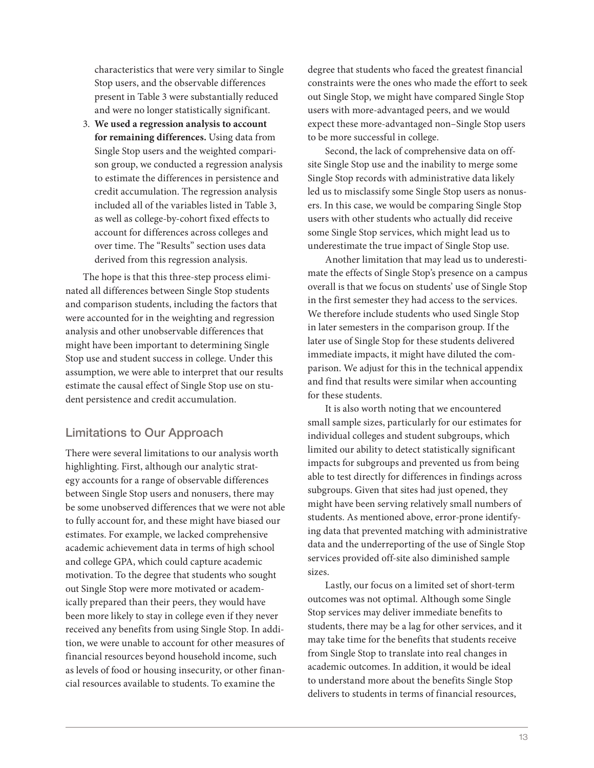characteristics that were very similar to Single Stop users, and the observable differences present in Table 3 were substantially reduced and were no longer statistically significant.

3. **We used a regression analysis to account for remaining differences.** Using data from Single Stop users and the weighted comparison group, we conducted a regression analysis to estimate the differences in persistence and credit accumulation. The regression analysis included all of the variables listed in Table 3, as well as college-by-cohort fixed effects to account for differences across colleges and over time. The "Results" section uses data derived from this regression analysis.

The hope is that this three-step process eliminated all differences between Single Stop students and comparison students, including the factors that were accounted for in the weighting and regression analysis and other unobservable differences that might have been important to determining Single Stop use and student success in college. Under this assumption, we were able to interpret that our results estimate the causal effect of Single Stop use on student persistence and credit accumulation.

## Limitations to Our Approach

There were several limitations to our analysis worth highlighting. First, although our analytic strategy accounts for a range of observable differences between Single Stop users and nonusers, there may be some unobserved differences that we were not able to fully account for, and these might have biased our estimates. For example, we lacked comprehensive academic achievement data in terms of high school and college GPA, which could capture academic motivation. To the degree that students who sought out Single Stop were more motivated or academically prepared than their peers, they would have been more likely to stay in college even if they never received any benefits from using Single Stop. In addition, we were unable to account for other measures of financial resources beyond household income, such as levels of food or housing insecurity, or other financial resources available to students. To examine the degree that students who faced the greatest financial constraints were the ones who made the effort to seek out Single Stop, we might have compared Single Stop users with more-advantaged peers, and we would expect these more-advantaged non–Single Stop users to be more successful in college.

Second, the lack of comprehensive data on off-site Single Stop use and the inability to merge some Single Stop records with administrative data likely led us to misclassify some Single Stop users as nonusers. In this case, we would be comparing Single Stop users with other students who actually did receive some Single Stop services, which might lead us to underestimate the true impact of Single Stop use.

Another limitation that may lead us to underestimate the effects of Single Stop's presence on a campus overall is that we focus on students' use of Single Stop in the first semester they had access to the services. We therefore include students who used Single Stop in later semesters in the comparison group. If the later use of Single Stop for these students delivered immediate impacts, it might have diluted the comparison. We adjust for this in the technical appendix and find that results were similar when accounting for these students.

It is also worth noting that we encountered small sample sizes, particularly for our estimates for individual colleges and student subgroups, which limited our ability to detect statistically significant impacts for subgroups and prevented us from being able to test directly for differences in findings across subgroups. Given that sites had just opened, they might have been serving relatively small numbers of students. As mentioned above, error-prone identifying data that prevented matching with administrative data and the underreporting of the use of Single Stop services provided off-site also diminished sample sizes.

Lastly, our focus on a limited set of short-term outcomes was not optimal. Although some Single Stop services may deliver immediate benefits to students, there may be a lag for other services, and it may take time for the benefits that students receive from Single Stop to translate into real changes in academic outcomes. In addition, it would be ideal to understand more about the benefits Single Stop delivers to students in terms of financial resources,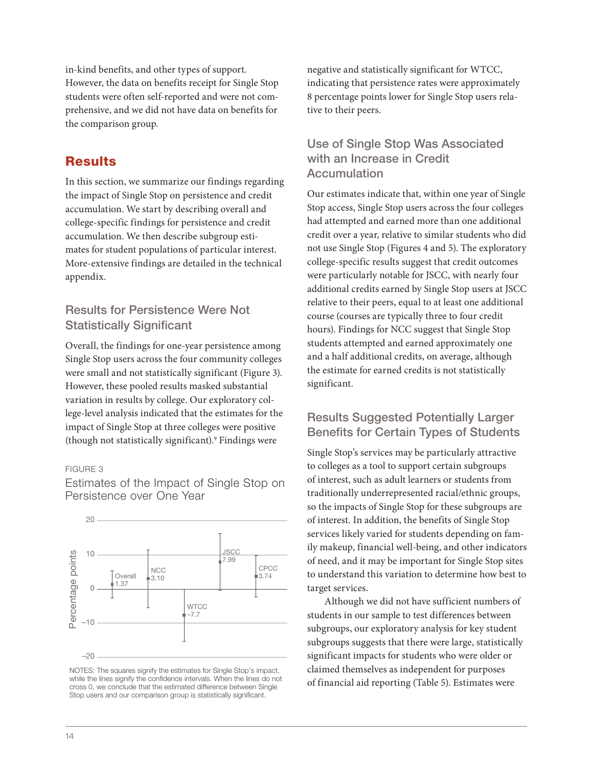in-kind benefits, and other types of support. However, the data on benefits receipt for Single Stop students were often self-reported and were not comprehensive, and we did not have data on benefits for the comparison group.

## Results

In this section, we summarize our findings regarding the impact of Single Stop on persistence and credit accumulation. We start by describing overall and college-specific findings for persistence and credit accumulation. We then describe subgroup estimates for student populations of particular interest. More-extensive findings are detailed in the technical appendix.

### Results for Persistence Were Not Statistically Significant

Overall, the findings for one-year persistence among Single Stop users across the four community colleges were small and not statistically significant (Figure 3). However, these pooled results masked substantial variation in results by college. Our exploratory college-level analysis indicated that the estimates for the impact of Single Stop at three colleges were positive (though not statistically significant).[9] Findings were negative and statistically significant for WTCC, indicating that persistence rates were approximately 8 percentage points lower for Single Stop users relative to their peers.

FIGURE 3

Estimates of the Impact of Single Stop on Persistence over One Year

| | Estimate (percentage points) |
|---|---|
| Overall | 1.37 |
| NCC | 3.10 |
| WTCC | –7.7 |
| JSCC | 7.99 |
| CPCC | 3.74 |

NOTES: The squares signify the estimates for Single Stop's impact, while the lines signify the confidence intervals. When the lines do not cross 0, we conclude that the estimated difference between Single Stop users and our comparison group is statistically significant.

### Use of Single Stop Was Associated with an Increase in Credit Accumulation

Our estimates indicate that, within one year of Single Stop access, Single Stop users across the four colleges had attempted and earned more than one additional credit over a year, relative to similar students who did not use Single Stop (Figures 4 and 5). The exploratory college-specific results suggest that credit outcomes were particularly notable for JSCC, with nearly four additional credits earned by Single Stop users at JSCC relative to their peers, equal to at least one additional course (courses are typically three to four credit hours). Findings for NCC suggest that Single Stop students attempted and earned approximately one and a half additional credits, on average, although the estimate for earned credits is not statistically significant.

### Results Suggested Potentially Larger Benefits for Certain Types of Students

Single Stop's services may be particularly attractive to colleges as a tool to support certain subgroups of interest, such as adult learners or students from traditionally underrepresented racial/ethnic groups, so the impacts of Single Stop for these subgroups are of interest. In addition, the benefits of Single Stop services likely varied for students depending on family makeup, financial well-being, and other indicators of need, and it may be important for Single Stop sites to understand this variation to determine how best to target services.

Although we did not have sufficient numbers of students in our sample to test differences between subgroups, our exploratory analysis for key student subgroups suggests that there were large, statistically significant impacts for students who were older or claimed themselves as independent for purposes of financial aid reporting (Table 5). Estimates were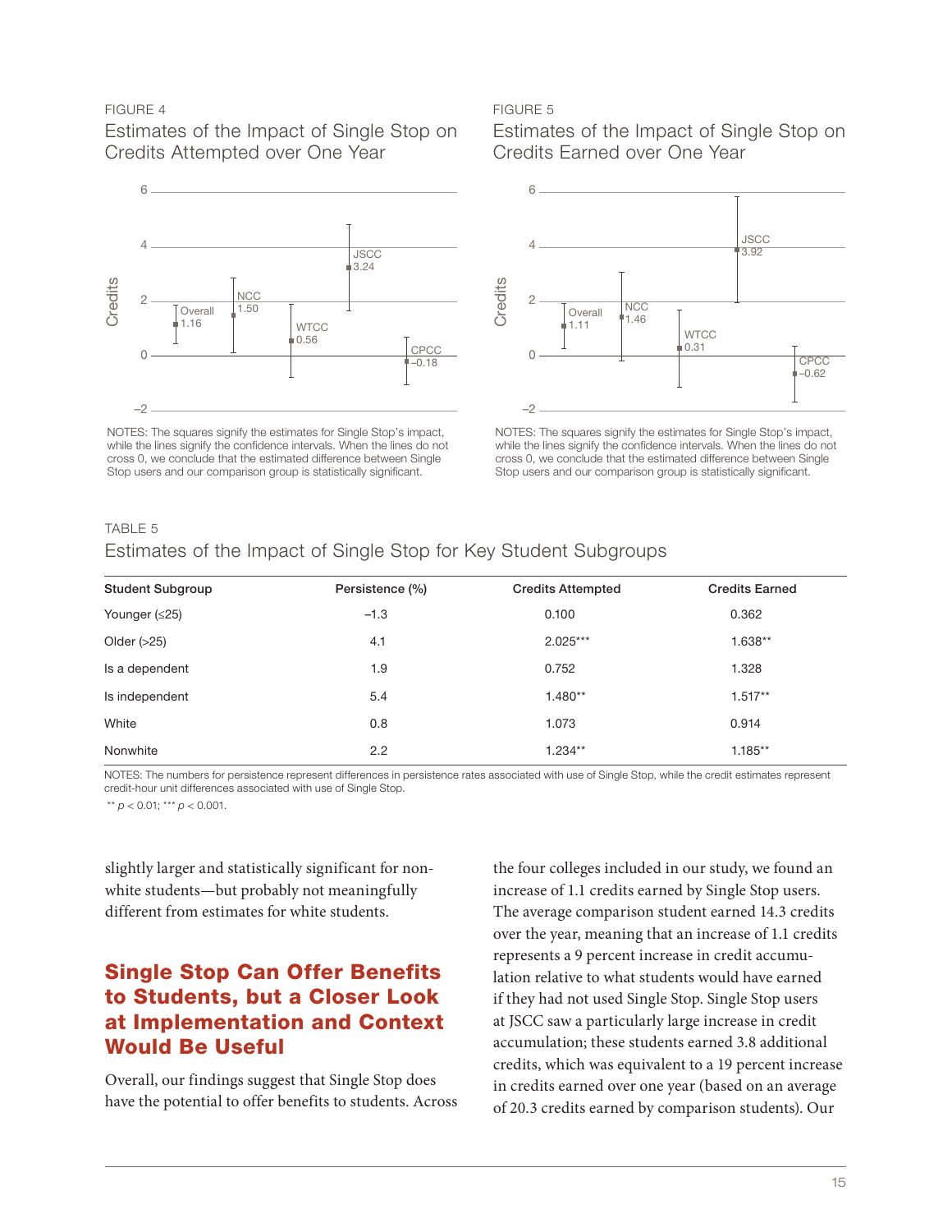FIGURE 4

Estimates of the Impact of Single Stop on Credits Attempted over One Year

NOTES: The squares signify the estimates for Single Stop's impact, while the lines signify the confidence intervals. When the lines do not cross 0, we conclude that the estimated difference between Single Stop users and our comparison group is statistically significant.

FIGURE 5

Estimates of the Impact of Single Stop on Credits Earned over One Year

NOTES: The squares signify the estimates for Single Stop's impact, while the lines signify the confidence intervals. When the lines do not cross 0, we conclude that the estimated difference between Single Stop users and our comparison group is statistically significant.

TABLE 5

Estimates of the Impact of Single Stop for Key Student Subgroups

| Student Subgroup | Persistence (%) | Credits Attempted | Credits Earned |
|---|---|---|---|
| Younger (≤25) | –1.3 | 0.100 | 0.362 |
| Older (>25) | 4.1 | 2.025*** | 1.638** |
| Is a dependent | 1.9 | 0.752 | 1.328 |
| Is independent | 5.4 | 1.480** | 1.517** |
| White | 0.8 | 1.073 | 0.914 |
| Nonwhite | 2.2 | 1.234** | 1.185** |

NOTES: The numbers for persistence represent differences in persistence rates associated with use of Single Stop, while the credit estimates represent credit-hour unit differences associated with use of Single Stop.

** $p < 0.01$; *** $p < 0.001$.

slightly larger and statistically significant for nonwhite students—but probably not meaningfully different from estimates for white students.

## Single Stop Can Offer Benefits to Students, but a Closer Look at Implementation and Context Would Be Useful

Overall, our findings suggest that Single Stop does have the potential to offer benefits to students. Across the four colleges included in our study, we found an increase of 1.1 credits earned by Single Stop users. The average comparison student earned 14.3 credits over the year, meaning that an increase of 1.1 credits represents a 9 percent increase in credit accumulation relative to what students would have earned if they had not used Single Stop. Single Stop users at JSCC saw a particularly large increase in credit accumulation; these students earned 3.8 additional credits, which was equivalent to a 19 percent increase in credits earned over one year (based on an average of 20.3 credits earned by comparison students). Our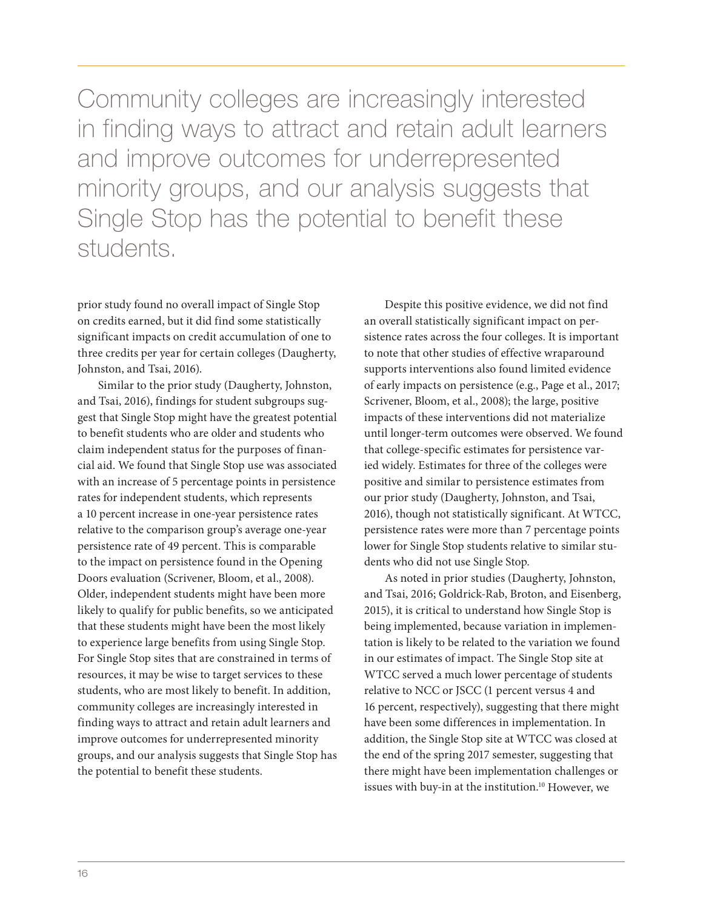> Community colleges are increasingly interested in finding ways to attract and retain adult learners and improve outcomes for underrepresented minority groups, and our analysis suggests that Single Stop has the potential to benefit these students.

prior study found no overall impact of Single Stop on credits earned, but it did find some statistically significant impacts on credit accumulation of one to three credits per year for certain colleges (Daugherty, Johnston, and Tsai, 2016).

Similar to the prior study (Daugherty, Johnston, and Tsai, 2016), findings for student subgroups suggest that Single Stop might have the greatest potential to benefit students who are older and students who claim independent status for the purposes of financial aid. We found that Single Stop use was associated with an increase of 5 percentage points in persistence rates for independent students, which represents a 10 percent increase in one-year persistence rates relative to the comparison group's average one-year persistence rate of 49 percent. This is comparable to the impact on persistence found in the Opening Doors evaluation (Scrivener, Bloom, et al., 2008). Older, independent students might have been more likely to qualify for public benefits, so we anticipated that these students might have been the most likely to experience large benefits from using Single Stop. For Single Stop sites that are constrained in terms of resources, it may be wise to target services to these students, who are most likely to benefit. In addition, community colleges are increasingly interested in finding ways to attract and retain adult learners and improve outcomes for underrepresented minority groups, and our analysis suggests that Single Stop has the potential to benefit these students.

Despite this positive evidence, we did not find an overall statistically significant impact on persistence rates across the four colleges. It is important to note that other studies of effective wraparound supports interventions also found limited evidence of early impacts on persistence (e.g., Page et al., 2017; Scrivener, Bloom, et al., 2008); the large, positive impacts of these interventions did not materialize until longer-term outcomes were observed. We found that college-specific estimates for persistence varied widely. Estimates for three of the colleges were positive and similar to persistence estimates from our prior study (Daugherty, Johnston, and Tsai, 2016), though not statistically significant. At WTCC, persistence rates were more than 7 percentage points lower for Single Stop students relative to similar students who did not use Single Stop.

As noted in prior studies (Daugherty, Johnston, and Tsai, 2016; Goldrick-Rab, Broton, and Eisenberg, 2015), it is critical to understand how Single Stop is being implemented, because variation in implementation is likely to be related to the variation we found in our estimates of impact. The Single Stop site at WTCC served a much lower percentage of students relative to NCC or JSCC (1 percent versus 4 and 16 percent, respectively), suggesting that there might have been some differences in implementation. In addition, the Single Stop site at WTCC was closed at the end of the spring 2017 semester, suggesting that there might have been implementation challenges or issues with buy-in at the institution.[10] However, we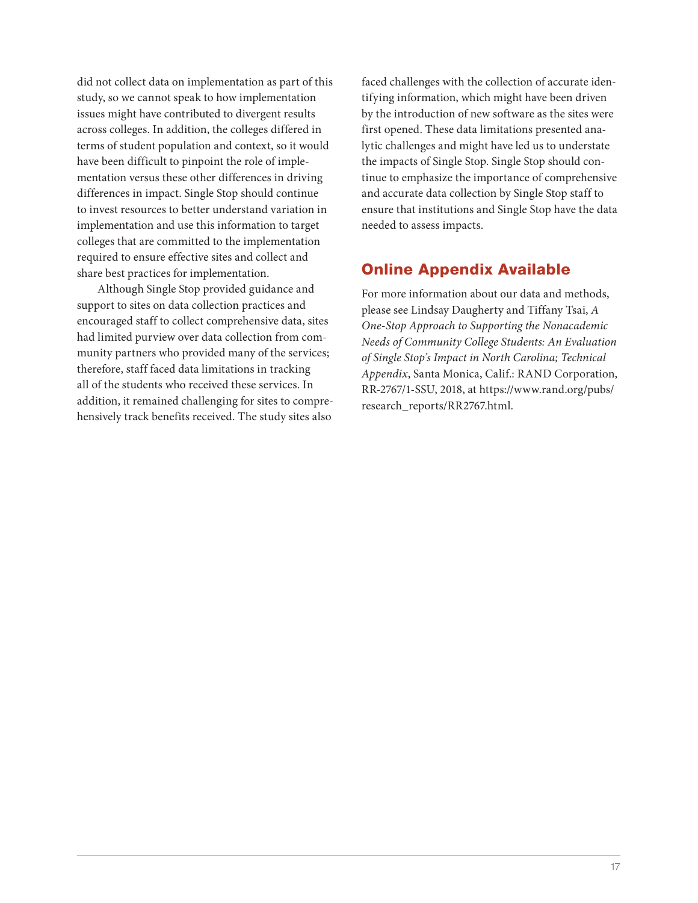did not collect data on implementation as part of this study, so we cannot speak to how implementation issues might have contributed to divergent results across colleges. In addition, the colleges differed in terms of student population and context, so it would have been difficult to pinpoint the role of implementation versus these other differences in driving differences in impact. Single Stop should continue to invest resources to better understand variation in implementation and use this information to target colleges that are committed to the implementation required to ensure effective sites and collect and share best practices for implementation.

Although Single Stop provided guidance and support to sites on data collection practices and encouraged staff to collect comprehensive data, sites had limited purview over data collection from community partners who provided many of the services; therefore, staff faced data limitations in tracking all of the students who received these services. In addition, it remained challenging for sites to comprehensively track benefits received. The study sites also faced challenges with the collection of accurate identifying information, which might have been driven by the introduction of new software as the sites were first opened. These data limitations presented analytic challenges and might have led us to understate the impacts of Single Stop. Single Stop should continue to emphasize the importance of comprehensive and accurate data collection by Single Stop staff to ensure that institutions and Single Stop have the data needed to assess impacts.

## Online Appendix Available

For more information about our data and methods, please see Lindsay Daugherty and Tiffany Tsai, *A One-Stop Approach to Supporting the Nonacademic Needs of Community College Students: An Evaluation of Single Stop's Impact in North Carolina; Technical Appendix*, Santa Monica, Calif.: RAND Corporation, RR-2767/1-SSU, 2018, at https://www.rand.org/pubs/research_reports/RR2767.html.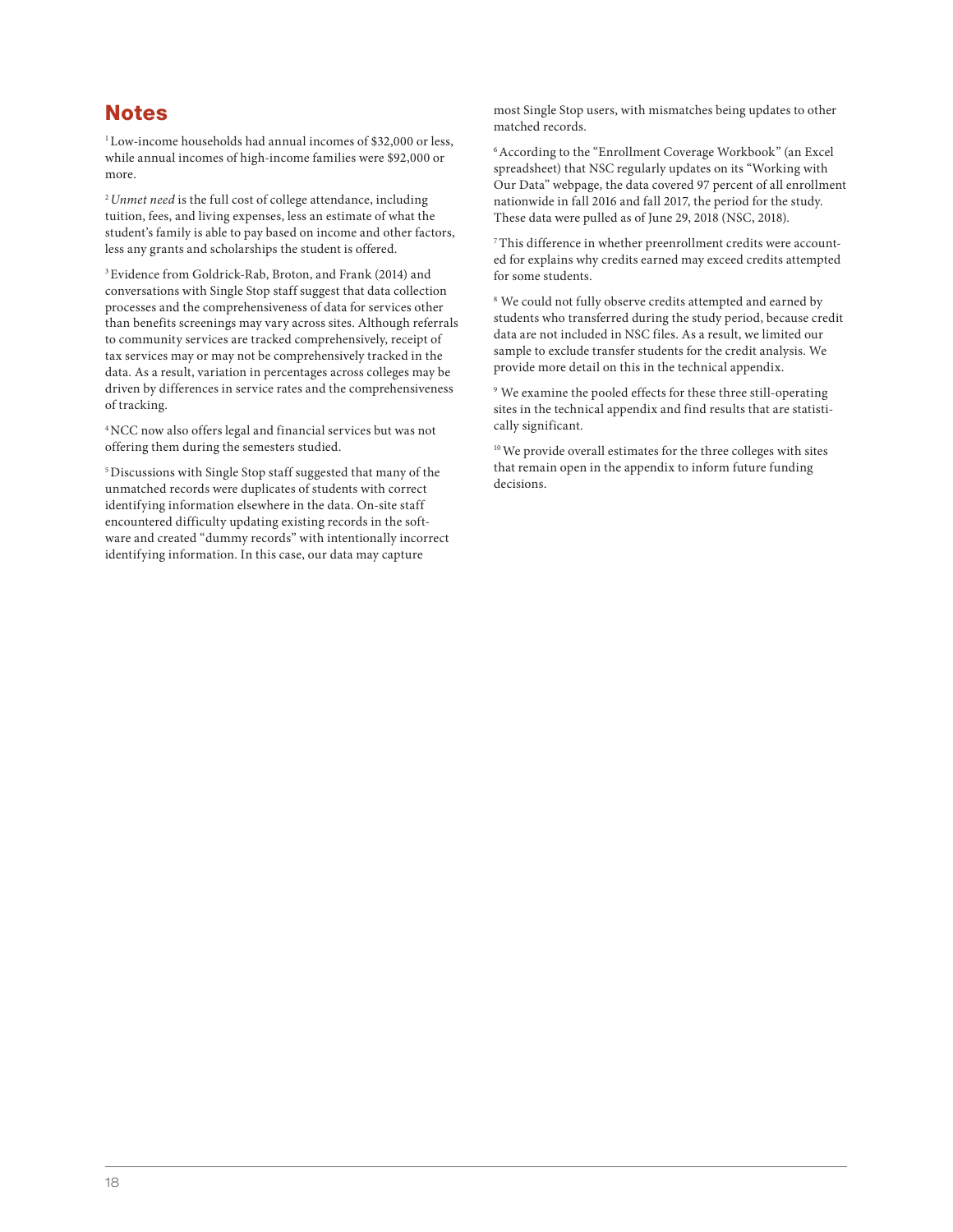## Notes

[1] Low-income households had annual incomes of $32,000 or less, while annual incomes of high-income families were $92,000 or more.

[2] *Unmet need* is the full cost of college attendance, including tuition, fees, and living expenses, less an estimate of what the student's family is able to pay based on income and other factors, less any grants and scholarships the student is offered.

[3] Evidence from Goldrick-Rab, Broton, and Frank (2014) and conversations with Single Stop staff suggest that data collection processes and the comprehensiveness of data for services other than benefits screenings may vary across sites. Although referrals to community services are tracked comprehensively, receipt of tax services may or may not be comprehensively tracked in the data. As a result, variation in percentages across colleges may be driven by differences in service rates and the comprehensiveness of tracking.

[4] NCC now also offers legal and financial services but was not offering them during the semesters studied.

[5] Discussions with Single Stop staff suggested that many of the unmatched records were duplicates of students with correct identifying information elsewhere in the data. On-site staff encountered difficulty updating existing records in the software and created "dummy records" with intentionally incorrect identifying information. In this case, our data may capture most Single Stop users, with mismatches being updates to other matched records.

[6] According to the "Enrollment Coverage Workbook" (an Excel spreadsheet) that NSC regularly updates on its "Working with Our Data" webpage, the data covered 97 percent of all enrollment nationwide in fall 2016 and fall 2017, the period for the study. These data were pulled as of June 29, 2018 (NSC, 2018).

[7] This difference in whether preenrollment credits were accounted for explains why credits earned may exceed credits attempted for some students.

[8] We could not fully observe credits attempted and earned by students who transferred during the study period, because credit data are not included in NSC files. As a result, we limited our sample to exclude transfer students for the credit analysis. We provide more detail on this in the technical appendix.

[9] We examine the pooled effects for these three still-operating sites in the technical appendix and find results that are statistically significant.

[10] We provide overall estimates for the three colleges with sites that remain open in the appendix to inform future funding decisions.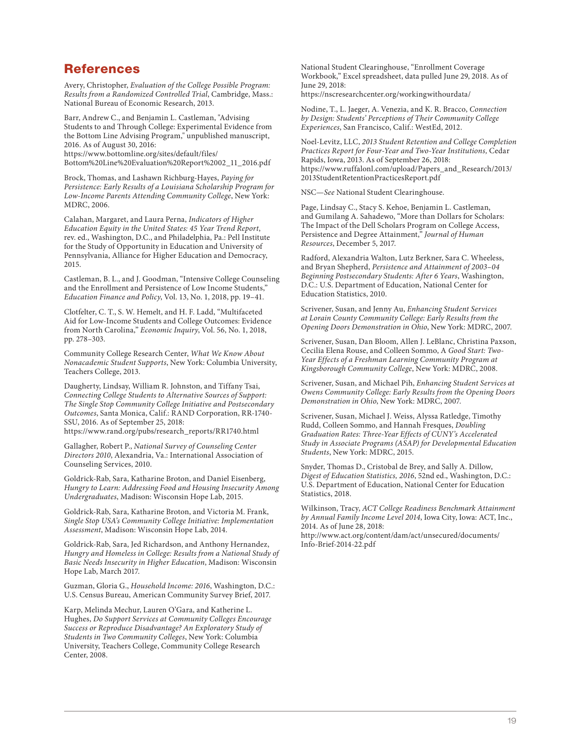## References

Avery, Christopher, *Evaluation of the College Possible Program: Results from a Randomized Controlled Trial*, Cambridge, Mass.: National Bureau of Economic Research, 2013.

Barr, Andrew C., and Benjamin L. Castleman, "Advising Students to and Through College: Experimental Evidence from the Bottom Line Advising Program," unpublished manuscript, 2016. As of August 30, 2016:
https://www.bottomline.org/sites/default/files/Bottom%20Line%20Evaluation%20Report%2002_11_2016.pdf

Brock, Thomas, and Lashawn Richburg-Hayes, *Paying for Persistence: Early Results of a Louisiana Scholarship Program for Low-Income Parents Attending Community College*, New York: MDRC, 2006.

Calahan, Margaret, and Laura Perna, *Indicators of Higher Education Equity in the United States: 45 Year Trend Report*, rev. ed., Washington, D.C., and Philadelphia, Pa.: Pell Institute for the Study of Opportunity in Education and University of Pennsylvania, Alliance for Higher Education and Democracy, 2015.

Castleman, B. L., and J. Goodman, "Intensive College Counseling and the Enrollment and Persistence of Low Income Students," *Education Finance and Policy*, Vol. 13, No. 1, 2018, pp. 19–41.

Clotfelter, C. T., S. W. Hemelt, and H. F. Ladd, "Multifaceted Aid for Low-Income Students and College Outcomes: Evidence from North Carolina," *Economic Inquiry*, Vol. 56, No. 1, 2018, pp. 278–303.

Community College Research Center, *What We Know About Nonacademic Student Supports*, New York: Columbia University, Teachers College, 2013.

Daugherty, Lindsay, William R. Johnston, and Tiffany Tsai, *Connecting College Students to Alternative Sources of Support: The Single Stop Community College Initiative and Postsecondary Outcomes*, Santa Monica, Calif.: RAND Corporation, RR-1740-SSU, 2016. As of September 25, 2018:
https://www.rand.org/pubs/research_reports/RR1740.html

Gallagher, Robert P., *National Survey of Counseling Center Directors 2010*, Alexandria, Va.: International Association of Counseling Services, 2010.

Goldrick-Rab, Sara, Katharine Broton, and Daniel Eisenberg, *Hungry to Learn: Addressing Food and Housing Insecurity Among Undergraduates*, Madison: Wisconsin Hope Lab, 2015.

Goldrick-Rab, Sara, Katharine Broton, and Victoria M. Frank, *Single Stop USA's Community College Initiative: Implementation Assessment*, Madison: Wisconsin Hope Lab, 2014.

Goldrick-Rab, Sara, Jed Richardson, and Anthony Hernandez, *Hungry and Homeless in College: Results from a National Study of Basic Needs Insecurity in Higher Education*, Madison: Wisconsin Hope Lab, March 2017.

Guzman, Gloria G., *Household Income: 2016*, Washington, D.C.: U.S. Census Bureau, American Community Survey Brief, 2017.

Karp, Melinda Mechur, Lauren O'Gara, and Katherine L. Hughes, *Do Support Services at Community Colleges Encourage Success or Reproduce Disadvantage? An Exploratory Study of Students in Two Community Colleges*, New York: Columbia University, Teachers College, Community College Research Center, 2008.

National Student Clearinghouse, "Enrollment Coverage Workbook," Excel spreadsheet, data pulled June 29, 2018. As of June 29, 2018:
https://nscresearchcenter.org/workingwithourdata/

Nodine, T., L. Jaeger, A. Venezia, and K. R. Bracco, *Connection by Design: Students' Perceptions of Their Community College Experiences*, San Francisco, Calif.: WestEd, 2012.

Noel-Levitz, LLC, *2013 Student Retention and College Completion Practices Report for Four-Year and Two-Year Institutions,* Cedar Rapids, Iowa, 2013. As of September 26, 2018:
https://www.ruffalonl.com/upload/Papers_and_Research/2013/2013StudentRetentionPracticesReport.pdf

NSC—*See* National Student Clearinghouse.

Page, Lindsay C., Stacy S. Kehoe, Benjamin L. Castleman, and Gumilang A. Sahadewo, "More than Dollars for Scholars: The Impact of the Dell Scholars Program on College Access, Persistence and Degree Attainment," *Journal of Human Resources*, December 5, 2017.

Radford, Alexandria Walton, Lutz Berkner, Sara C. Wheeless, and Bryan Shepherd, *Persistence and Attainment of 2003–04 Beginning Postsecondary Students: After 6 Years*, Washington, D.C.: U.S. Department of Education, National Center for Education Statistics, 2010.

Scrivener, Susan, and Jenny Au, *Enhancing Student Services at Lorain County Community College: Early Results from the Opening Doors Demonstration in Ohio*, New York: MDRC, 2007.

Scrivener, Susan, Dan Bloom, Allen J. LeBlanc, Christina Paxson, Cecilia Elena Rouse, and Colleen Sommo, A *Good Start: Two-Year Effects of a Freshman Learning Community Program at Kingsborough Community College*, New York: MDRC, 2008.

Scrivener, Susan, and Michael Pih, *Enhancing Student Services at Owens Community College: Early Results from the Opening Doors Demonstration in Ohio*, New York: MDRC, 2007.

Scrivener, Susan, Michael J. Weiss, Alyssa Ratledge, Timothy Rudd, Colleen Sommo, and Hannah Fresques, *Doubling Graduation Rates: Three-Year Effects of CUNY's Accelerated Study in Associate Programs (ASAP) for Developmental Education Students*, New York: MDRC, 2015.

Snyder, Thomas D., Cristobal de Brey, and Sally A. Dillow, *Digest of Education Statistics, 2016*, 52nd ed., Washington, D.C.: U.S. Department of Education, National Center for Education Statistics, 2018.

Wilkinson, Tracy, *ACT College Readiness Benchmark Attainment by Annual Family Income Level 2014*, Iowa City, Iowa: ACT, Inc., 2014. As of June 28, 2018:
http://www.act.org/content/dam/act/unsecured/documents/Info-Brief-2014-22.pdf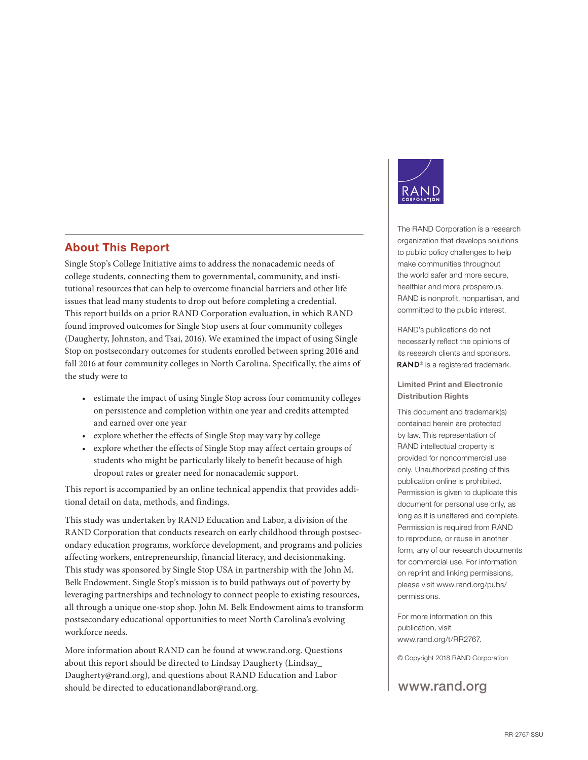## About This Report

Single Stop's College Initiative aims to address the nonacademic needs of college students, connecting them to governmental, community, and institutional resources that can help to overcome financial barriers and other life issues that lead many students to drop out before completing a credential. This report builds on a prior RAND Corporation evaluation, in which RAND found improved outcomes for Single Stop users at four community colleges (Daugherty, Johnston, and Tsai, 2016). We examined the impact of using Single Stop on postsecondary outcomes for students enrolled between spring 2016 and fall 2016 at four community colleges in North Carolina. Specifically, the aims of the study were to

- estimate the impact of using Single Stop across four community colleges on persistence and completion within one year and credits attempted and earned over one year
- explore whether the effects of Single Stop may vary by college
- explore whether the effects of Single Stop may affect certain groups of students who might be particularly likely to benefit because of high dropout rates or greater need for nonacademic support.

This report is accompanied by an online technical appendix that provides additional detail on data, methods, and findings.

This study was undertaken by RAND Education and Labor, a division of the RAND Corporation that conducts research on early childhood through postsecondary education programs, workforce development, and programs and policies affecting workers, entrepreneurship, financial literacy, and decisionmaking. This study was sponsored by Single Stop USA in partnership with the John M. Belk Endowment. Single Stop's mission is to build pathways out of poverty by leveraging partnerships and technology to connect people to existing resources, all through a unique one-stop shop. John M. Belk Endowment aims to transform postsecondary educational opportunities to meet North Carolina's evolving workforce needs.

More information about RAND can be found at www.rand.org. Questions about this report should be directed to Lindsay Daugherty (Lindsay_Daugherty@rand.org), and questions about RAND Education and Labor should be directed to educationandlabor@rand.org.

RAND CORPORATION

The RAND Corporation is a research organization that develops solutions to public policy challenges to help make communities throughout the world safer and more secure, healthier and more prosperous. RAND is nonprofit, nonpartisan, and committed to the public interest.

RAND's publications do not necessarily reflect the opinions of its research clients and sponsors. RAND® is a registered trademark.

**Limited Print and Electronic Distribution Rights**

This document and trademark(s) contained herein are protected by law. This representation of RAND intellectual property is provided for noncommercial use only. Unauthorized posting of this publication online is prohibited. Permission is given to duplicate this document for personal use only, as long as it is unaltered and complete. Permission is required from RAND to reproduce, or reuse in another form, any of our research documents for commercial use. For information on reprint and linking permissions, please visit www.rand.org/pubs/permissions.

For more information on this publication, visit www.rand.org/t/RR2767.

© Copyright 2018 RAND Corporation

www.rand.org

RR-2767-SSU